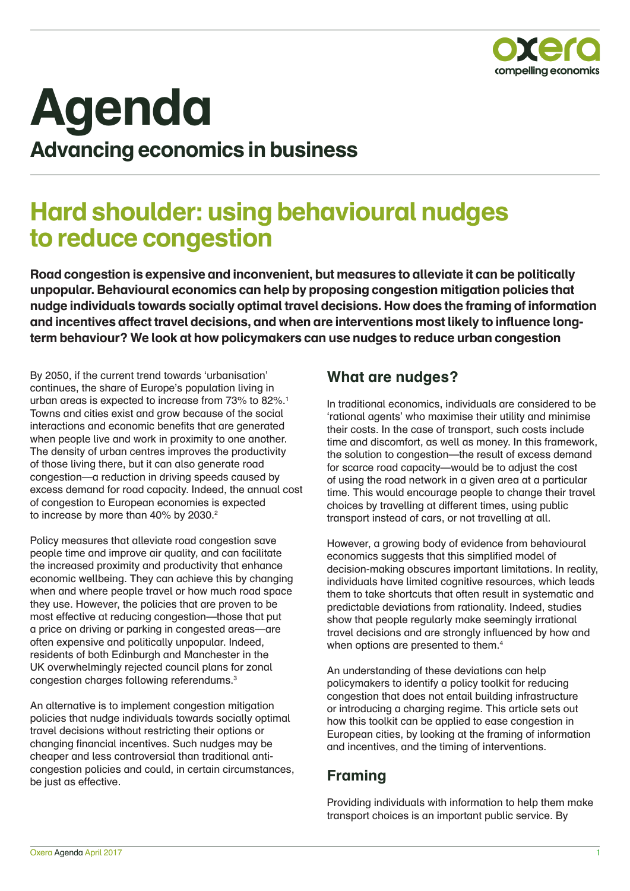# Agenda

## Advancing economics in business

# Hard shoulder: using behavioural nudges to reduce congestion

**Road congestion is expensive and inconvenient, but measures to alleviate it can be politically unpopular. Behavioural economics can help by proposing congestion mitigation policies that nudge individuals towards socially optimal travel decisions. How does the framing of information and incentives affect travel decisions, and when are interventions most likely to influence long-term behaviour? We look at how policymakers can use nudges to reduce urban congestion**

By 2050, if the current trend towards 'urbanisation' continues, the share of Europe's population living in urban areas is expected to increase from 73% to 82%.[1] Towns and cities exist and grow because of the social interactions and economic benefits that are generated when people live and work in proximity to one another. The density of urban centres improves the productivity of those living there, but it can also generate road congestion—a reduction in driving speeds caused by excess demand for road capacity. Indeed, the annual cost of congestion to European economies is expected to increase by more than 40% by 2030.[2]

Policy measures that alleviate road congestion save people time and improve air quality, and can facilitate the increased proximity and productivity that enhance economic wellbeing. They can achieve this by changing when and where people travel or how much road space they use. However, the policies that are proven to be most effective at reducing congestion—those that put a price on driving or parking in congested areas—are often expensive and politically unpopular. Indeed, residents of both Edinburgh and Manchester in the UK overwhelmingly rejected council plans for zonal congestion charges following referendums.[3]

An alternative is to implement congestion mitigation policies that nudge individuals towards socially optimal travel decisions without restricting their options or changing financial incentives. Such nudges may be cheaper and less controversial than traditional anti-congestion policies and could, in certain circumstances, be just as effective.

## What are nudges?

In traditional economics, individuals are considered to be 'rational agents' who maximise their utility and minimise their costs. In the case of transport, such costs include time and discomfort, as well as money. In this framework, the solution to congestion—the result of excess demand for scarce road capacity—would be to adjust the cost of using the road network in a given area at a particular time. This would encourage people to change their travel choices by travelling at different times, using public transport instead of cars, or not travelling at all.

However, a growing body of evidence from behavioural economics suggests that this simplified model of decision-making obscures important limitations. In reality, individuals have limited cognitive resources, which leads them to take shortcuts that often result in systematic and predictable deviations from rationality. Indeed, studies show that people regularly make seemingly irrational travel decisions and are strongly influenced by how and when options are presented to them.[4]

An understanding of these deviations can help policymakers to identify a policy toolkit for reducing congestion that does not entail building infrastructure or introducing a charging regime. This article sets out how this toolkit can be applied to ease congestion in European cities, by looking at the framing of information and incentives, and the timing of interventions.

## Framing

Providing individuals with information to help them make transport choices is an important public service. By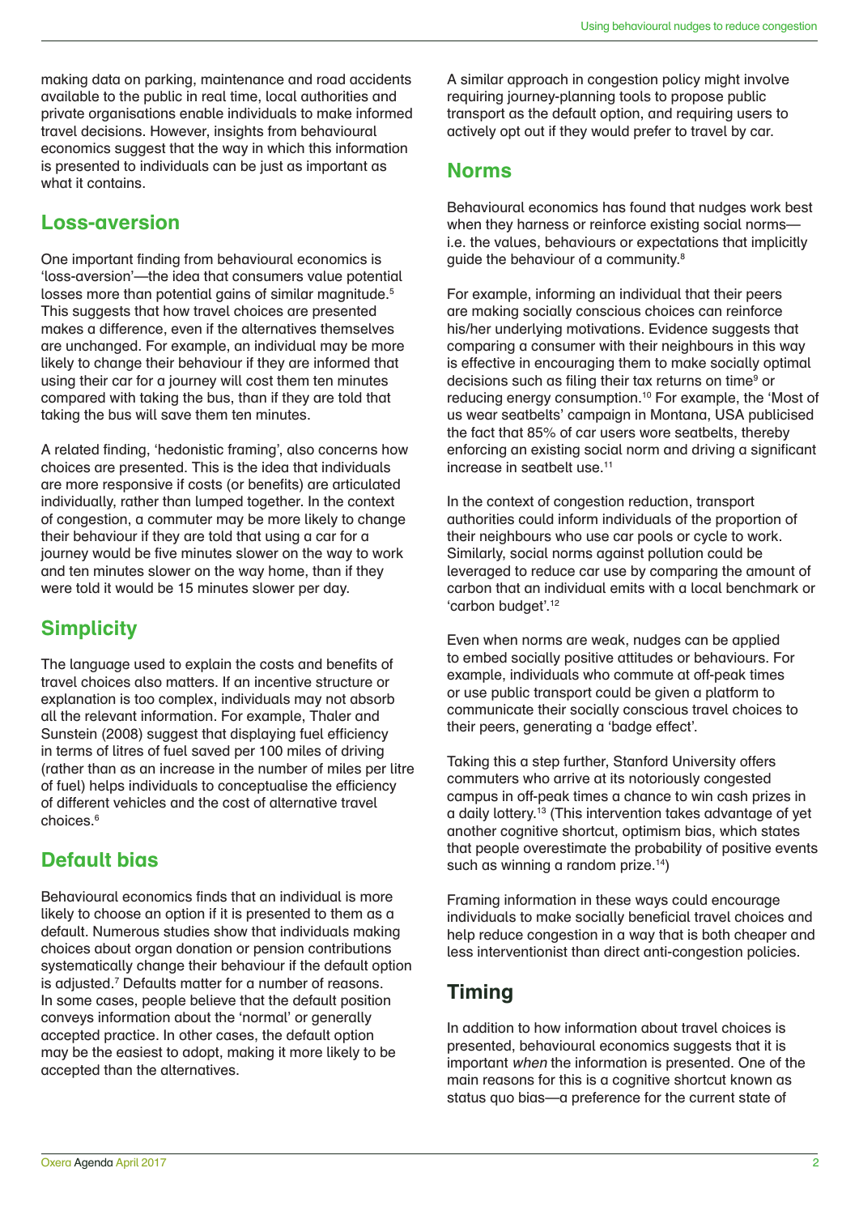making data on parking, maintenance and road accidents available to the public in real time, local authorities and private organisations enable individuals to make informed travel decisions. However, insights from behavioural economics suggest that the way in which this information is presented to individuals can be just as important as what it contains.

## Loss-aversion

One important finding from behavioural economics is 'loss-aversion'—the idea that consumers value potential losses more than potential gains of similar magnitude.[5] This suggests that how travel choices are presented makes a difference, even if the alternatives themselves are unchanged. For example, an individual may be more likely to change their behaviour if they are informed that using their car for a journey will cost them ten minutes compared with taking the bus, than if they are told that taking the bus will save them ten minutes.

A related finding, 'hedonistic framing', also concerns how choices are presented. This is the idea that individuals are more responsive if costs (or benefits) are articulated individually, rather than lumped together. In the context of congestion, a commuter may be more likely to change their behaviour if they are told that using a car for a journey would be five minutes slower on the way to work and ten minutes slower on the way home, than if they were told it would be 15 minutes slower per day.

## Simplicity

The language used to explain the costs and benefits of travel choices also matters. If an incentive structure or explanation is too complex, individuals may not absorb all the relevant information. For example, Thaler and Sunstein (2008) suggest that displaying fuel efficiency in terms of litres of fuel saved per 100 miles of driving (rather than as an increase in the number of miles per litre of fuel) helps individuals to conceptualise the efficiency of different vehicles and the cost of alternative travel choices.[6]

## Default bias

Behavioural economics finds that an individual is more likely to choose an option if it is presented to them as a default. Numerous studies show that individuals making choices about organ donation or pension contributions systematically change their behaviour if the default option is adjusted.[7] Defaults matter for a number of reasons. In some cases, people believe that the default position conveys information about the 'normal' or generally accepted practice. In other cases, the default option may be the easiest to adopt, making it more likely to be accepted than the alternatives.

A similar approach in congestion policy might involve requiring journey-planning tools to propose public transport as the default option, and requiring users to actively opt out if they would prefer to travel by car.

## Norms

Behavioural economics has found that nudges work best when they harness or reinforce existing social norms—i.e. the values, behaviours or expectations that implicitly guide the behaviour of a community.[8]

For example, informing an individual that their peers are making socially conscious choices can reinforce his/her underlying motivations. Evidence suggests that comparing a consumer with their neighbours in this way is effective in encouraging them to make socially optimal decisions such as filing their tax returns on time[9] or reducing energy consumption.[10] For example, the 'Most of us wear seatbelts' campaign in Montana, USA publicised the fact that 85% of car users wore seatbelts, thereby enforcing an existing social norm and driving a significant increase in seatbelt use.[11]

In the context of congestion reduction, transport authorities could inform individuals of the proportion of their neighbours who use car pools or cycle to work. Similarly, social norms against pollution could be leveraged to reduce car use by comparing the amount of carbon that an individual emits with a local benchmark or 'carbon budget'.[12]

Even when norms are weak, nudges can be applied to embed socially positive attitudes or behaviours. For example, individuals who commute at off-peak times or use public transport could be given a platform to communicate their socially conscious travel choices to their peers, generating a 'badge effect'.

Taking this a step further, Stanford University offers commuters who arrive at its notoriously congested campus in off-peak times a chance to win cash prizes in a daily lottery.[13] (This intervention takes advantage of yet another cognitive shortcut, optimism bias, which states that people overestimate the probability of positive events such as winning a random prize.[14])

Framing information in these ways could encourage individuals to make socially beneficial travel choices and help reduce congestion in a way that is both cheaper and less interventionist than direct anti-congestion policies.

## Timing

In addition to how information about travel choices is presented, behavioural economics suggests that it is important *when* the information is presented. One of the main reasons for this is a cognitive shortcut known as status quo bias—a preference for the current state of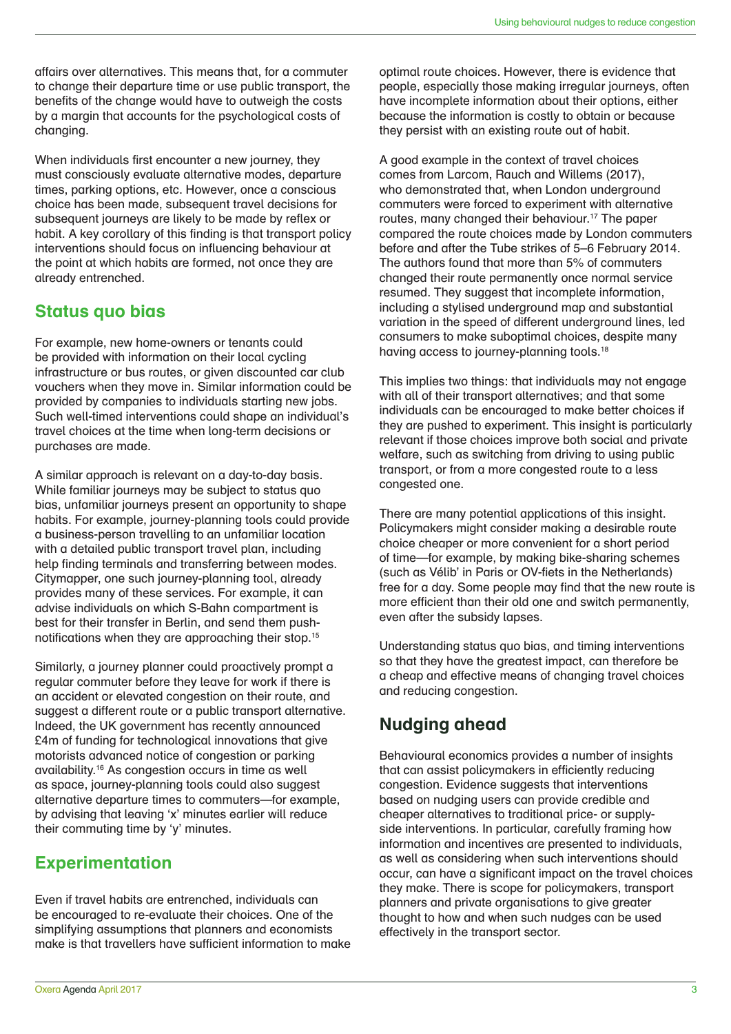affairs over alternatives. This means that, for a commuter to change their departure time or use public transport, the benefits of the change would have to outweigh the costs by a margin that accounts for the psychological costs of changing.

When individuals first encounter a new journey, they must consciously evaluate alternative modes, departure times, parking options, etc. However, once a conscious choice has been made, subsequent travel decisions for subsequent journeys are likely to be made by reflex or habit. A key corollary of this finding is that transport policy interventions should focus on influencing behaviour at the point at which habits are formed, not once they are already entrenched.

## Status quo bias

For example, new home-owners or tenants could be provided with information on their local cycling infrastructure or bus routes, or given discounted car club vouchers when they move in. Similar information could be provided by companies to individuals starting new jobs. Such well-timed interventions could shape an individual's travel choices at the time when long-term decisions or purchases are made.

A similar approach is relevant on a day-to-day basis. While familiar journeys may be subject to status quo bias, unfamiliar journeys present an opportunity to shape habits. For example, journey-planning tools could provide a business-person travelling to an unfamiliar location with a detailed public transport travel plan, including help finding terminals and transferring between modes. Citymapper, one such journey-planning tool, already provides many of these services. For example, it can advise individuals on which S-Bahn compartment is best for their transfer in Berlin, and send them push-notifications when they are approaching their stop.[15]

Similarly, a journey planner could proactively prompt a regular commuter before they leave for work if there is an accident or elevated congestion on their route, and suggest a different route or a public transport alternative. Indeed, the UK government has recently announced £4m of funding for technological innovations that give motorists advanced notice of congestion or parking availability.[16] As congestion occurs in time as well as space, journey-planning tools could also suggest alternative departure times to commuters—for example, by advising that leaving 'x' minutes earlier will reduce their commuting time by 'y' minutes.

## Experimentation

Even if travel habits are entrenched, individuals can be encouraged to re-evaluate their choices. One of the simplifying assumptions that planners and economists make is that travellers have sufficient information to make optimal route choices. However, there is evidence that people, especially those making irregular journeys, often have incomplete information about their options, either because the information is costly to obtain or because they persist with an existing route out of habit.

A good example in the context of travel choices comes from Larcom, Rauch and Willems (2017), who demonstrated that, when London underground commuters were forced to experiment with alternative routes, many changed their behaviour.[17] The paper compared the route choices made by London commuters before and after the Tube strikes of 5–6 February 2014. The authors found that more than 5% of commuters changed their route permanently once normal service resumed. They suggest that incomplete information, including a stylised underground map and substantial variation in the speed of different underground lines, led consumers to make suboptimal choices, despite many having access to journey-planning tools.[18]

This implies two things: that individuals may not engage with all of their transport alternatives; and that some individuals can be encouraged to make better choices if they are pushed to experiment. This insight is particularly relevant if those choices improve both social and private welfare, such as switching from driving to using public transport, or from a more congested route to a less congested one.

There are many potential applications of this insight. Policymakers might consider making a desirable route choice cheaper or more convenient for a short period of time—for example, by making bike-sharing schemes (such as Vélib' in Paris or OV-fiets in the Netherlands) free for a day. Some people may find that the new route is more efficient than their old one and switch permanently, even after the subsidy lapses.

Understanding status quo bias, and timing interventions so that they have the greatest impact, can therefore be a cheap and effective means of changing travel choices and reducing congestion.

## Nudging ahead

Behavioural economics provides a number of insights that can assist policymakers in efficiently reducing congestion. Evidence suggests that interventions based on nudging users can provide credible and cheaper alternatives to traditional price- or supply-side interventions. In particular, carefully framing how information and incentives are presented to individuals, as well as considering when such interventions should occur, can have a significant impact on the travel choices they make. There is scope for policymakers, transport planners and private organisations to give greater thought to how and when such nudges can be used effectively in the transport sector.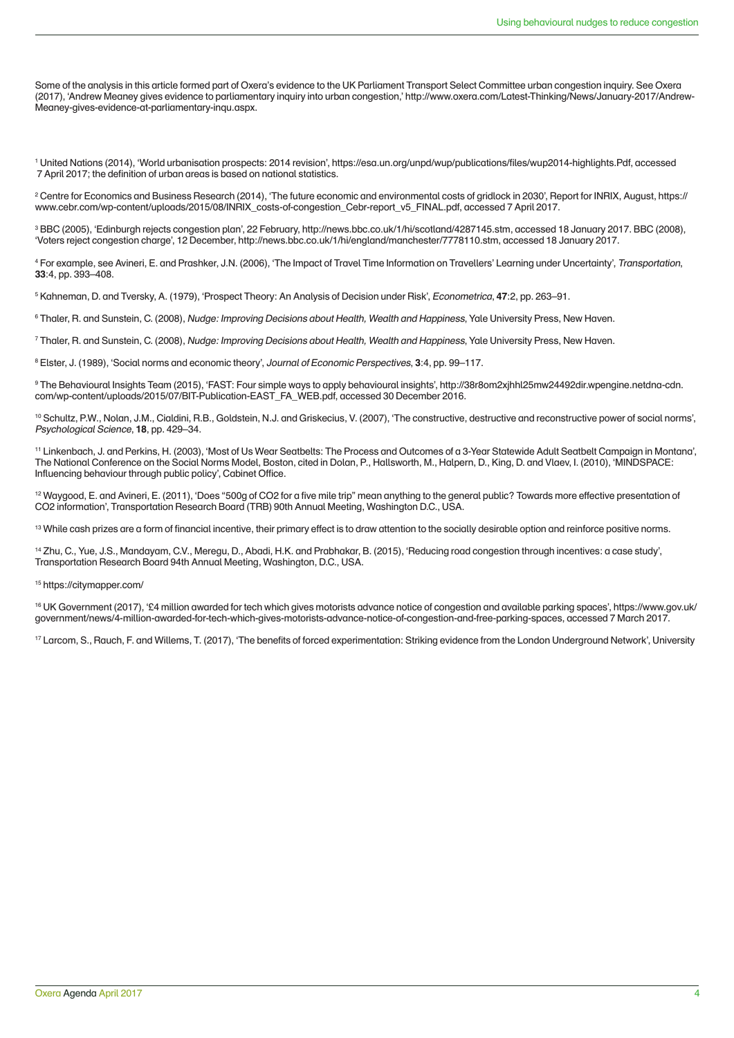Some of the analysis in this article formed part of Oxera's evidence to the UK Parliament Transport Select Committee urban congestion inquiry. See Oxera (2017), 'Andrew Meaney gives evidence to parliamentary inquiry into urban congestion,' http://www.oxera.com/Latest-Thinking/News/January-2017/Andrew-Meaney-gives-evidence-at-parliamentary-inqu.aspx.

[1] United Nations (2014), 'World urbanisation prospects: 2014 revision', https://esa.un.org/unpd/wup/publications/files/wup2014-highlights.Pdf, accessed 7 April 2017; the definition of urban areas is based on national statistics.

[2] Centre for Economics and Business Research (2014), 'The future economic and environmental costs of gridlock in 2030', Report for INRIX, August, https://www.cebr.com/wp-content/uploads/2015/08/INRIX_costs-of-congestion_Cebr-report_v5_FINAL.pdf, accessed 7 April 2017.

[3] BBC (2005), 'Edinburgh rejects congestion plan', 22 February, http://news.bbc.co.uk/1/hi/scotland/4287145.stm, accessed 18 January 2017. BBC (2008), 'Voters reject congestion charge', 12 December, http://news.bbc.co.uk/1/hi/england/manchester/7778110.stm, accessed 18 January 2017.

[4] For example, see Avineri, E. and Prashker, J.N. (2006), 'The Impact of Travel Time Information on Travellers' Learning under Uncertainty', *Transportation*, **33**:4, pp. 393–408.

[5] Kahneman, D. and Tversky, A. (1979), 'Prospect Theory: An Analysis of Decision under Risk', *Econometrica*, **47**:2, pp. 263–91.

[6] Thaler, R. and Sunstein, C. (2008), *Nudge: Improving Decisions about Health, Wealth and Happiness*, Yale University Press, New Haven.

[7] Thaler, R. and Sunstein, C. (2008), *Nudge: Improving Decisions about Health, Wealth and Happiness*, Yale University Press, New Haven.

[8] Elster, J. (1989), 'Social norms and economic theory', *Journal of Economic Perspectives*, **3**:4, pp. 99–117.

[9] The Behavioural Insights Team (2015), 'FAST: Four simple ways to apply behavioural insights', http://38r8om2xjhhl25mw24492dir.wpengine.netdna-cdn.com/wp-content/uploads/2015/07/BIT-Publication-EAST_FA_WEB.pdf, accessed 30 December 2016.

[10] Schultz, P.W., Nolan, J.M., Cialdini, R.B., Goldstein, N.J. and Griskecius, V. (2007), 'The constructive, destructive and reconstructive power of social norms', *Psychological Science*, **18**, pp. 429–34.

[11] Linkenbach, J. and Perkins, H. (2003), 'Most of Us Wear Seatbelts: The Process and Outcomes of a 3-Year Statewide Adult Seatbelt Campaign in Montana', The National Conference on the Social Norms Model, Boston, cited in Dolan, P., Hallsworth, M., Halpern, D., King, D. and Vlaev, I. (2010), 'MINDSPACE: Influencing behaviour through public policy', Cabinet Office.

[12] Waygood, E. and Avineri, E. (2011), 'Does "500g of CO2 for a five mile trip" mean anything to the general public? Towards more effective presentation of CO2 information', Transportation Research Board (TRB) 90th Annual Meeting, Washington D.C., USA.

[13] While cash prizes are a form of financial incentive, their primary effect is to draw attention to the socially desirable option and reinforce positive norms.

[14] Zhu, C., Yue, J.S., Mandayam, C.V., Meregu, D., Abadi, H.K. and Prabhakar, B. (2015), 'Reducing road congestion through incentives: a case study', Transportation Research Board 94th Annual Meeting, Washington, D.C., USA.

[15] https://citymapper.com/

[16] UK Government (2017), '£4 million awarded for tech which gives motorists advance notice of congestion and available parking spaces', https://www.gov.uk/government/news/4-million-awarded-for-tech-which-gives-motorists-advance-notice-of-congestion-and-free-parking-spaces, accessed 7 March 2017.

[17] Larcom, S., Rauch, F. and Willems, T. (2017), 'The benefits of forced experimentation: Striking evidence from the London Underground Network', University